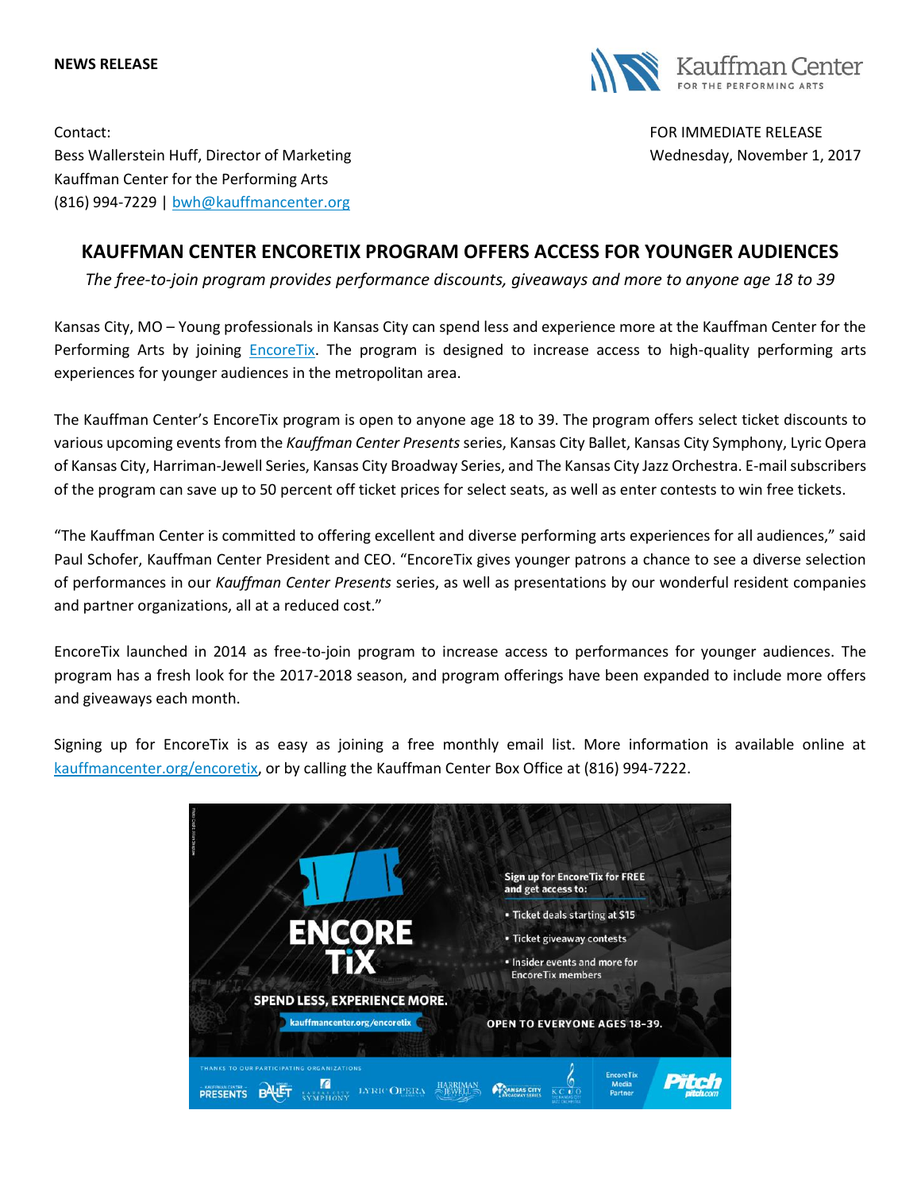**NEWS RELEASE**

Contact:
Bess Wallerstein Huff, Director of Marketing
Kauffman Center for the Performing Arts
(816) 994-7229 | bwh@kauffmancenter.org

FOR IMMEDIATE RELEASE
Wednesday, November 1, 2017

# KAUFFMAN CENTER ENCORETIX PROGRAM OFFERS ACCESS FOR YOUNGER AUDIENCES

*The free-to-join program provides performance discounts, giveaways and more to anyone age 18 to 39*

Kansas City, MO – Young professionals in Kansas City can spend less and experience more at the Kauffman Center for the Performing Arts by joining EncoreTix. The program is designed to increase access to high-quality performing arts experiences for younger audiences in the metropolitan area.

The Kauffman Center's EncoreTix program is open to anyone age 18 to 39. The program offers select ticket discounts to various upcoming events from the *Kauffman Center Presents* series, Kansas City Ballet, Kansas City Symphony, Lyric Opera of Kansas City, Harriman-Jewell Series, Kansas City Broadway Series, and The Kansas City Jazz Orchestra. E-mail subscribers of the program can save up to 50 percent off ticket prices for select seats, as well as enter contests to win free tickets.

"The Kauffman Center is committed to offering excellent and diverse performing arts experiences for all audiences," said Paul Schofer, Kauffman Center President and CEO. "EncoreTix gives younger patrons a chance to see a diverse selection of performances in our *Kauffman Center Presents* series, as well as presentations by our wonderful resident companies and partner organizations, all at a reduced cost."

EncoreTix launched in 2014 as free-to-join program to increase access to performances for younger audiences. The program has a fresh look for the 2017-2018 season, and program offerings have been expanded to include more offers and giveaways each month.

Signing up for EncoreTix is as easy as joining a free monthly email list. More information is available online at kauffmancenter.org/encoretix, or by calling the Kauffman Center Box Office at (816) 994-7222.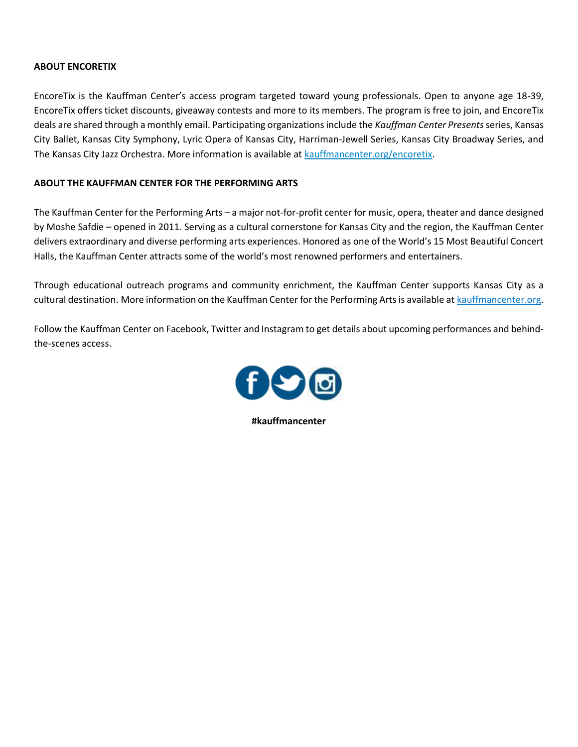**ABOUT ENCORETIX**

EncoreTix is the Kauffman Center's access program targeted toward young professionals. Open to anyone age 18-39, EncoreTix offers ticket discounts, giveaway contests and more to its members. The program is free to join, and EncoreTix deals are shared through a monthly email. Participating organizations include the *Kauffman Center Presents* series, Kansas City Ballet, Kansas City Symphony, Lyric Opera of Kansas City, Harriman-Jewell Series, Kansas City Broadway Series, and The Kansas City Jazz Orchestra. More information is available at [kauffmancenter.org/encoretix](kauffmancenter.org/encoretix).

**ABOUT THE KAUFFMAN CENTER FOR THE PERFORMING ARTS**

The Kauffman Center for the Performing Arts – a major not-for-profit center for music, opera, theater and dance designed by Moshe Safdie – opened in 2011. Serving as a cultural cornerstone for Kansas City and the region, the Kauffman Center delivers extraordinary and diverse performing arts experiences. Honored as one of the World's 15 Most Beautiful Concert Halls, the Kauffman Center attracts some of the world's most renowned performers and entertainers.

Through educational outreach programs and community enrichment, the Kauffman Center supports Kansas City as a cultural destination. More information on the Kauffman Center for the Performing Arts is available at [kauffmancenter.org](kauffmancenter.org).

Follow the Kauffman Center on Facebook, Twitter and Instagram to get details about upcoming performances and behind-the-scenes access.

**#kauffmancenter**